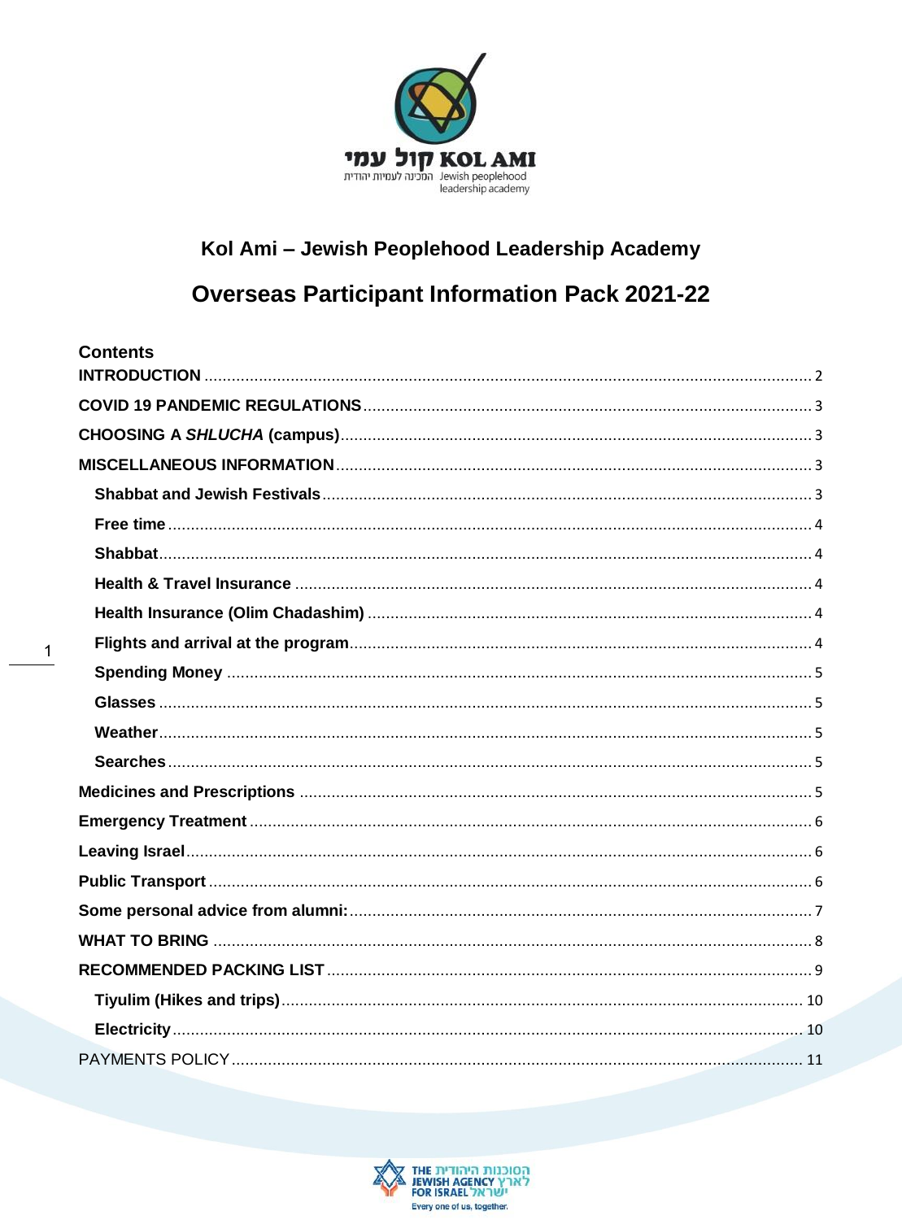קול עמי KOL AMI

המכינה לעמיות יהודית Jewish peoplehood leadership academy

## Kol Ami – Jewish Peoplehood Leadership Academy

# Overseas Participant Information Pack 2021-22

**Contents**

- **INTRODUCTION** ........ 2
- **COVID 19 PANDEMIC REGULATIONS** ........ 3
- **CHOOSING A *SHLUCHA* (campus)** ........ 3
- **MISCELLANEOUS INFORMATION** ........ 3
  - **Shabbat and Jewish Festivals** ........ 3
  - **Free time** ........ 4
  - **Shabbat** ........ 4
  - **Health & Travel Insurance** ........ 4
  - **Health Insurance (Olim Chadashim)** ........ 4
  - **Flights and arrival at the program** ........ 4
  - **Spending Money** ........ 5
  - **Glasses** ........ 5
  - **Weather** ........ 5
  - **Searches** ........ 5
- **Medicines and Prescriptions** ........ 5
- **Emergency Treatment** ........ 6
- **Leaving Israel** ........ 6
- **Public Transport** ........ 6
- **Some personal advice from alumni:** ........ 7
- **WHAT TO BRING** ........ 8
- **RECOMMENDED PACKING LIST** ........ 9
  - **Tiyulim (Hikes and trips)** ........ 10
  - **Electricity** ........ 10
- PAYMENTS POLICY ........ 11

THE JEWISH AGENCY FOR ISRAEL הסוכנות היהודית לארץ ישראל

Every one of us, together.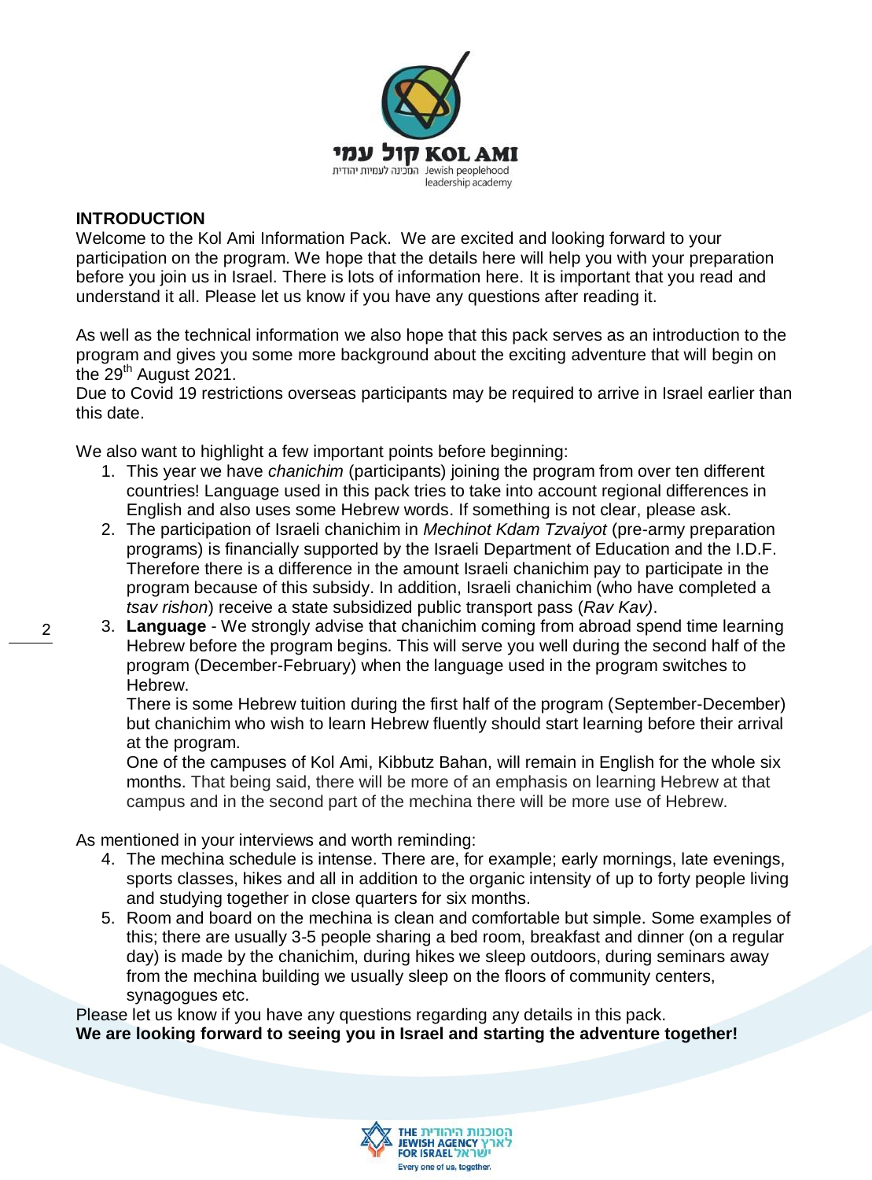## INTRODUCTION

Welcome to the Kol Ami Information Pack. We are excited and looking forward to your participation on the program. We hope that the details here will help you with your preparation before you join us in Israel. There is lots of information here. It is important that you read and understand it all. Please let us know if you have any questions after reading it.

As well as the technical information we also hope that this pack serves as an introduction to the program and gives you some more background about the exciting adventure that will begin on the 29th August 2021.
Due to Covid 19 restrictions overseas participants may be required to arrive in Israel earlier than this date.

We also want to highlight a few important points before beginning:

1. This year we have *chanichim* (participants) joining the program from over ten different countries! Language used in this pack tries to take into account regional differences in English and also uses some Hebrew words. If something is not clear, please ask.
2. The participation of Israeli chanichim in *Mechinot Kdam Tzvaiyot* (pre-army preparation programs) is financially supported by the Israeli Department of Education and the I.D.F. Therefore there is a difference in the amount Israeli chanichim pay to participate in the program because of this subsidy. In addition, Israeli chanichim (who have completed a *tsav rishon*) receive a state subsidized public transport pass (*Rav Kav)*.
3. **Language** - We strongly advise that chanichim coming from abroad spend time learning Hebrew before the program begins. This will serve you well during the second half of the program (December-February) when the language used in the program switches to Hebrew.
   There is some Hebrew tuition during the first half of the program (September-December) but chanichim who wish to learn Hebrew fluently should start learning before their arrival at the program.
   One of the campuses of Kol Ami, Kibbutz Bahan, will remain in English for the whole six months. That being said, there will be more of an emphasis on learning Hebrew at that campus and in the second part of the mechina there will be more use of Hebrew.

As mentioned in your interviews and worth reminding:

4. The mechina schedule is intense. There are, for example; early mornings, late evenings, sports classes, hikes and all in addition to the organic intensity of up to forty people living and studying together in close quarters for six months.
5. Room and board on the mechina is clean and comfortable but simple. Some examples of this; there are usually 3-5 people sharing a bed room, breakfast and dinner (on a regular day) is made by the chanichim, during hikes we sleep outdoors, during seminars away from the mechina building we usually sleep on the floors of community centers, synagogues etc.

Please let us know if you have any questions regarding any details in this pack.
**We are looking forward to seeing you in Israel and starting the adventure together!**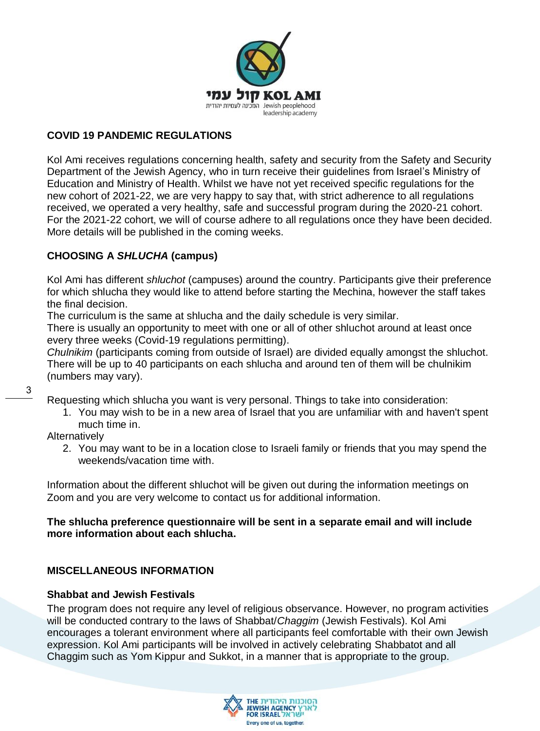## COVID 19 PANDEMIC REGULATIONS

Kol Ami receives regulations concerning health, safety and security from the Safety and Security Department of the Jewish Agency, who in turn receive their guidelines from Israel's Ministry of Education and Ministry of Health. Whilst we have not yet received specific regulations for the new cohort of 2021-22, we are very happy to say that, with strict adherence to all regulations received, we operated a very healthy, safe and successful program during the 2020-21 cohort. For the 2021-22 cohort, we will of course adhere to all regulations once they have been decided. More details will be published in the coming weeks.

## CHOOSING A *SHLUCHA* (campus)

Kol Ami has different *shluchot* (campuses) around the country. Participants give their preference for which shlucha they would like to attend before starting the Mechina, however the staff takes the final decision.
The curriculum is the same at shlucha and the daily schedule is very similar.
There is usually an opportunity to meet with one or all of other shluchot around at least once every three weeks (Covid-19 regulations permitting).
*Chulnikim* (participants coming from outside of Israel) are divided equally amongst the shluchot. There will be up to 40 participants on each shlucha and around ten of them will be chulnikim (numbers may vary).

Requesting which shlucha you want is very personal. Things to take into consideration:

1. You may wish to be in a new area of Israel that you are unfamiliar with and haven't spent much time in.

Alternatively

2. You may want to be in a location close to Israeli family or friends that you may spend the weekends/vacation time with.

Information about the different shluchot will be given out during the information meetings on Zoom and you are very welcome to contact us for additional information.

**The shlucha preference questionnaire will be sent in a separate email and will include more information about each shlucha.**

## MISCELLANEOUS INFORMATION

### Shabbat and Jewish Festivals

The program does not require any level of religious observance. However, no program activities will be conducted contrary to the laws of Shabbat/*Chaggim* (Jewish Festivals). Kol Ami encourages a tolerant environment where all participants feel comfortable with their own Jewish expression. Kol Ami participants will be involved in actively celebrating Shabbatot and all Chaggim such as Yom Kippur and Sukkot, in a manner that is appropriate to the group.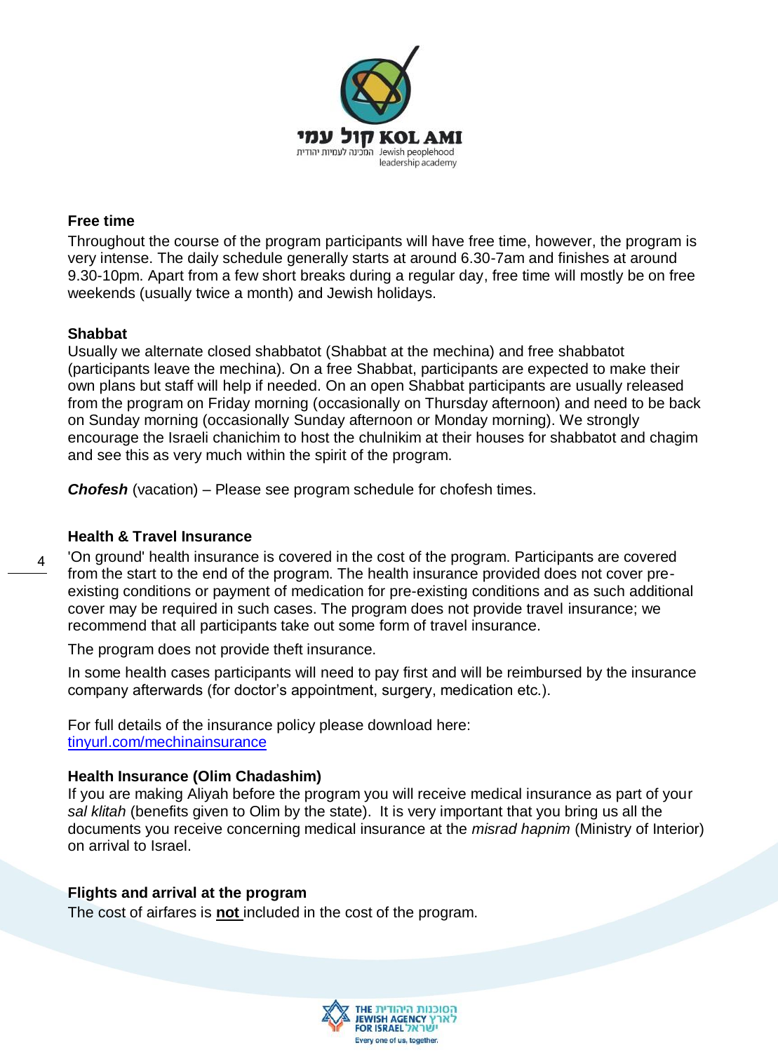### Free time

Throughout the course of the program participants will have free time, however, the program is very intense. The daily schedule generally starts at around 6.30-7am and finishes at around 9.30-10pm. Apart from a few short breaks during a regular day, free time will mostly be on free weekends (usually twice a month) and Jewish holidays.

### Shabbat

Usually we alternate closed shabbatot (Shabbat at the mechina) and free shabbatot (participants leave the mechina). On a free Shabbat, participants are expected to make their own plans but staff will help if needed. On an open Shabbat participants are usually released from the program on Friday morning (occasionally on Thursday afternoon) and need to be back on Sunday morning (occasionally Sunday afternoon or Monday morning). We strongly encourage the Israeli chanichim to host the chulnikim at their houses for shabbatot and chagim and see this as very much within the spirit of the program.

***Chofesh*** (vacation) – Please see program schedule for chofesh times.

### Health & Travel Insurance

'On ground' health insurance is covered in the cost of the program. Participants are covered from the start to the end of the program. The health insurance provided does not cover pre-existing conditions or payment of medication for pre-existing conditions and as such additional cover may be required in such cases. The program does not provide travel insurance; we recommend that all participants take out some form of travel insurance.

The program does not provide theft insurance.

In some health cases participants will need to pay first and will be reimbursed by the insurance company afterwards (for doctor's appointment, surgery, medication etc.).

For full details of the insurance policy please download here: [tinyurl.com/mechinainsurance](tinyurl.com/mechinainsurance)

### Health Insurance (Olim Chadashim)

If you are making Aliyah before the program you will receive medical insurance as part of your *sal klitah* (benefits given to Olim by the state). It is very important that you bring us all the documents you receive concerning medical insurance at the *misrad hapnim* (Ministry of Interior) on arrival to Israel.

### Flights and arrival at the program

The cost of airfares is **not** included in the cost of the program.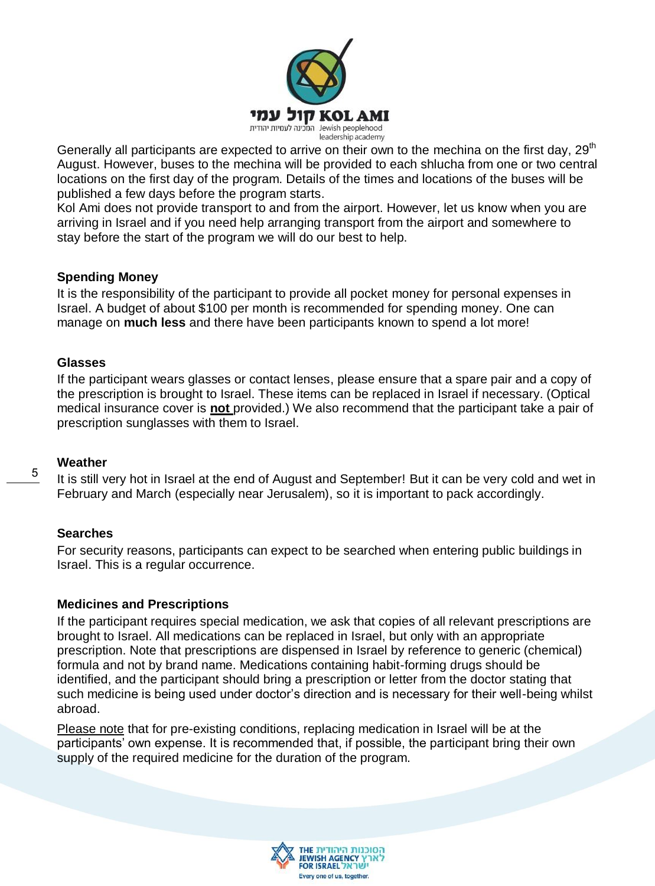Generally all participants are expected to arrive on their own to the mechina on the first day, 29th August. However, buses to the mechina will be provided to each shlucha from one or two central locations on the first day of the program. Details of the times and locations of the buses will be published a few days before the program starts.
Kol Ami does not provide transport to and from the airport. However, let us know when you are arriving in Israel and if you need help arranging transport from the airport and somewhere to stay before the start of the program we will do our best to help.

### Spending Money

It is the responsibility of the participant to provide all pocket money for personal expenses in Israel. A budget of about $100 per month is recommended for spending money. One can manage on **much less** and there have been participants known to spend a lot more!

### Glasses

If the participant wears glasses or contact lenses, please ensure that a spare pair and a copy of the prescription is brought to Israel. These items can be replaced in Israel if necessary. (Optical medical insurance cover is **not** provided.) We also recommend that the participant take a pair of prescription sunglasses with them to Israel.

### Weather

It is still very hot in Israel at the end of August and September! But it can be very cold and wet in February and March (especially near Jerusalem), so it is important to pack accordingly.

### Searches

For security reasons, participants can expect to be searched when entering public buildings in Israel. This is a regular occurrence.

### Medicines and Prescriptions

If the participant requires special medication, we ask that copies of all relevant prescriptions are brought to Israel. All medications can be replaced in Israel, but only with an appropriate prescription. Note that prescriptions are dispensed in Israel by reference to generic (chemical) formula and not by brand name. Medications containing habit-forming drugs should be identified, and the participant should bring a prescription or letter from the doctor stating that such medicine is being used under doctor's direction and is necessary for their well-being whilst abroad.

Please note that for pre-existing conditions, replacing medication in Israel will be at the participants' own expense. It is recommended that, if possible, the participant bring their own supply of the required medicine for the duration of the program.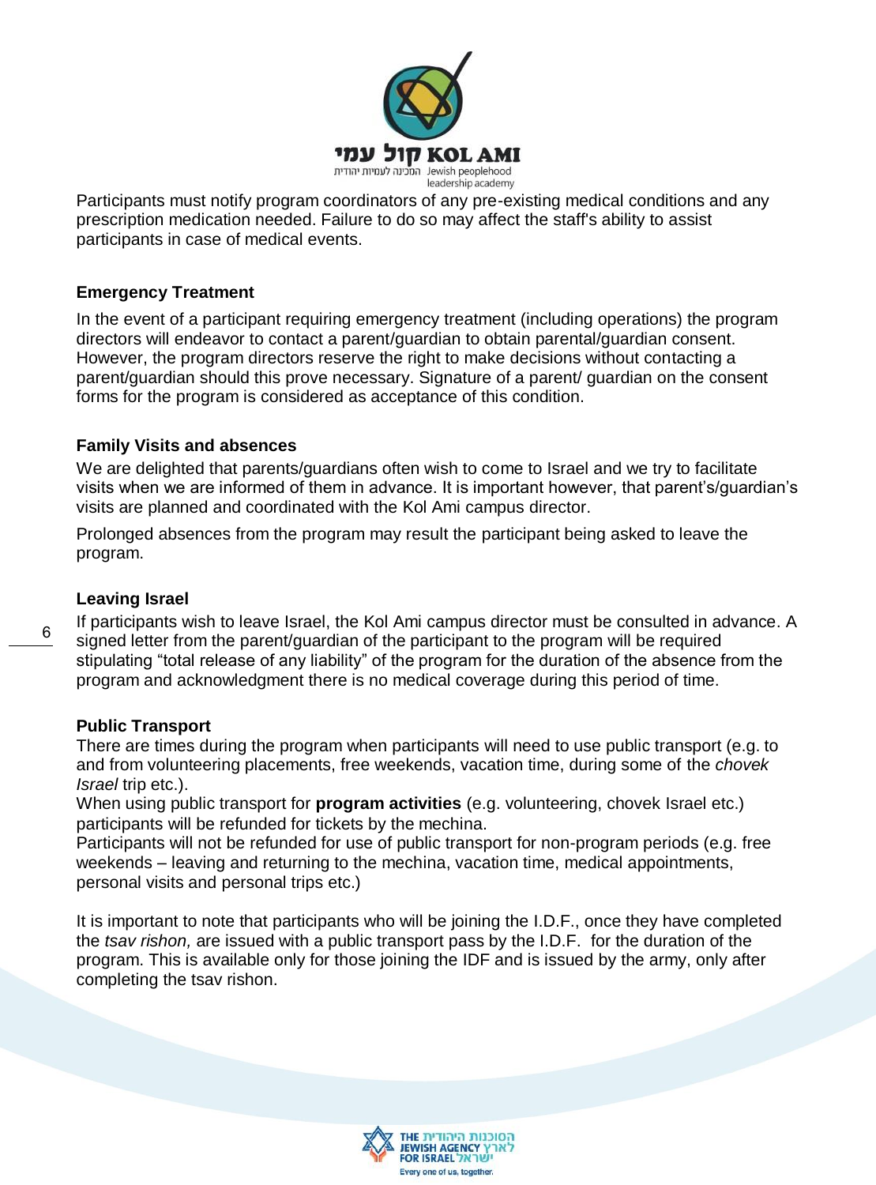Participants must notify program coordinators of any pre-existing medical conditions and any prescription medication needed. Failure to do so may affect the staff's ability to assist participants in case of medical events.

### Emergency Treatment

In the event of a participant requiring emergency treatment (including operations) the program directors will endeavor to contact a parent/guardian to obtain parental/guardian consent. However, the program directors reserve the right to make decisions without contacting a parent/guardian should this prove necessary. Signature of a parent/ guardian on the consent forms for the program is considered as acceptance of this condition.

### Family Visits and absences

We are delighted that parents/guardians often wish to come to Israel and we try to facilitate visits when we are informed of them in advance. It is important however, that parent's/guardian's visits are planned and coordinated with the Kol Ami campus director.

Prolonged absences from the program may result the participant being asked to leave the program.

### Leaving Israel

If participants wish to leave Israel, the Kol Ami campus director must be consulted in advance. A signed letter from the parent/guardian of the participant to the program will be required stipulating "total release of any liability" of the program for the duration of the absence from the program and acknowledgment there is no medical coverage during this period of time.

### Public Transport

There are times during the program when participants will need to use public transport (e.g. to and from volunteering placements, free weekends, vacation time, during some of the *chovek Israel* trip etc.).

When using public transport for **program activities** (e.g. volunteering, chovek Israel etc.) participants will be refunded for tickets by the mechina.

Participants will not be refunded for use of public transport for non-program periods (e.g. free weekends – leaving and returning to the mechina, vacation time, medical appointments, personal visits and personal trips etc.)

It is important to note that participants who will be joining the I.D.F., once they have completed the *tsav rishon,* are issued with a public transport pass by the I.D.F. for the duration of the program. This is available only for those joining the IDF and is issued by the army, only after completing the tsav rishon.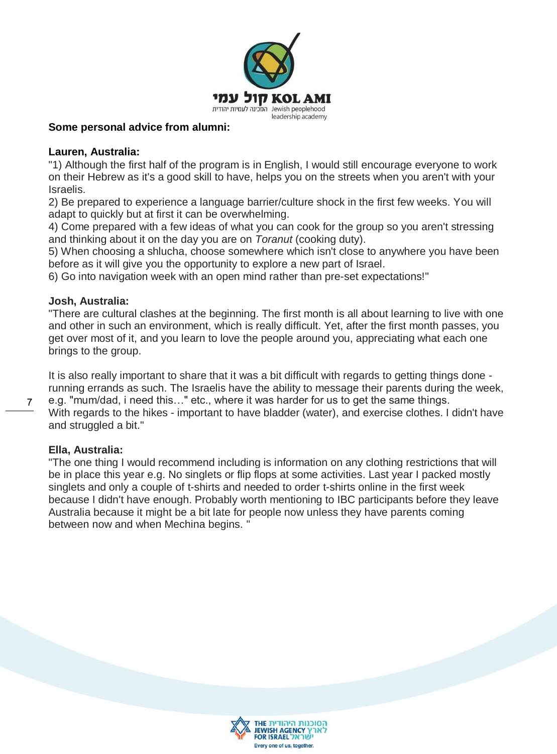**Some personal advice from alumni:**

**Lauren, Australia:**

"1) Although the first half of the program is in English, I would still encourage everyone to work on their Hebrew as it's a good skill to have, helps you on the streets when you aren't with your Israelis.

2) Be prepared to experience a language barrier/culture shock in the first few weeks. You will adapt to quickly but at first it can be overwhelming.

4) Come prepared with a few ideas of what you can cook for the group so you aren't stressing and thinking about it on the day you are on *Toranut* (cooking duty).

5) When choosing a shlucha, choose somewhere which isn't close to anywhere you have been before as it will give you the opportunity to explore a new part of Israel.

6) Go into navigation week with an open mind rather than pre-set expectations!"

**Josh, Australia:**

"There are cultural clashes at the beginning. The first month is all about learning to live with one and other in such an environment, which is really difficult. Yet, after the first month passes, you get over most of it, and you learn to love the people around you, appreciating what each one brings to the group.

It is also really important to share that it was a bit difficult with regards to getting things done - running errands as such. The Israelis have the ability to message their parents during the week, e.g. "mum/dad, i need this…" etc., where it was harder for us to get the same things.
With regards to the hikes - important to have bladder (water), and exercise clothes. I didn't have and struggled a bit."

**Ella, Australia:**

"The one thing I would recommend including is information on any clothing restrictions that will be in place this year e.g. No singlets or flip flops at some activities. Last year I packed mostly singlets and only a couple of t-shirts and needed to order t-shirts online in the first week because I didn't have enough. Probably worth mentioning to IBC participants before they leave Australia because it might be a bit late for people now unless they have parents coming between now and when Mechina begins. "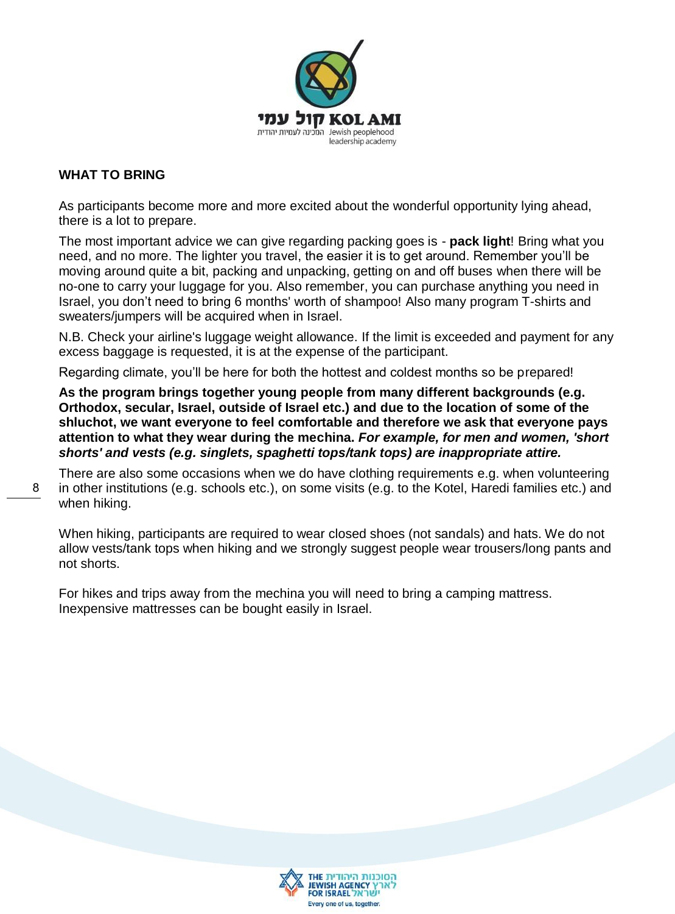## WHAT TO BRING

As participants become more and more excited about the wonderful opportunity lying ahead, there is a lot to prepare.

The most important advice we can give regarding packing goes is - **pack light**! Bring what you need, and no more. The lighter you travel, the easier it is to get around. Remember you'll be moving around quite a bit, packing and unpacking, getting on and off buses when there will be no-one to carry your luggage for you. Also remember, you can purchase anything you need in Israel, you don't need to bring 6 months' worth of shampoo! Also many program T-shirts and sweaters/jumpers will be acquired when in Israel.

N.B. Check your airline's luggage weight allowance. If the limit is exceeded and payment for any excess baggage is requested, it is at the expense of the participant.

Regarding climate, you'll be here for both the hottest and coldest months so be prepared!

**As the program brings together young people from many different backgrounds (e.g. Orthodox, secular, Israel, outside of Israel etc.) and due to the location of some of the shluchot, we want everyone to feel comfortable and therefore we ask that everyone pays attention to what they wear during the mechina. *For example, for men and women, 'short shorts' and vests (e.g. singlets, spaghetti tops/tank tops) are inappropriate attire.***

There are also some occasions when we do have clothing requirements e.g. when volunteering in other institutions (e.g. schools etc.), on some visits (e.g. to the Kotel, Haredi families etc.) and when hiking.

When hiking, participants are required to wear closed shoes (not sandals) and hats. We do not allow vests/tank tops when hiking and we strongly suggest people wear trousers/long pants and not shorts.

For hikes and trips away from the mechina you will need to bring a camping mattress. Inexpensive mattresses can be bought easily in Israel.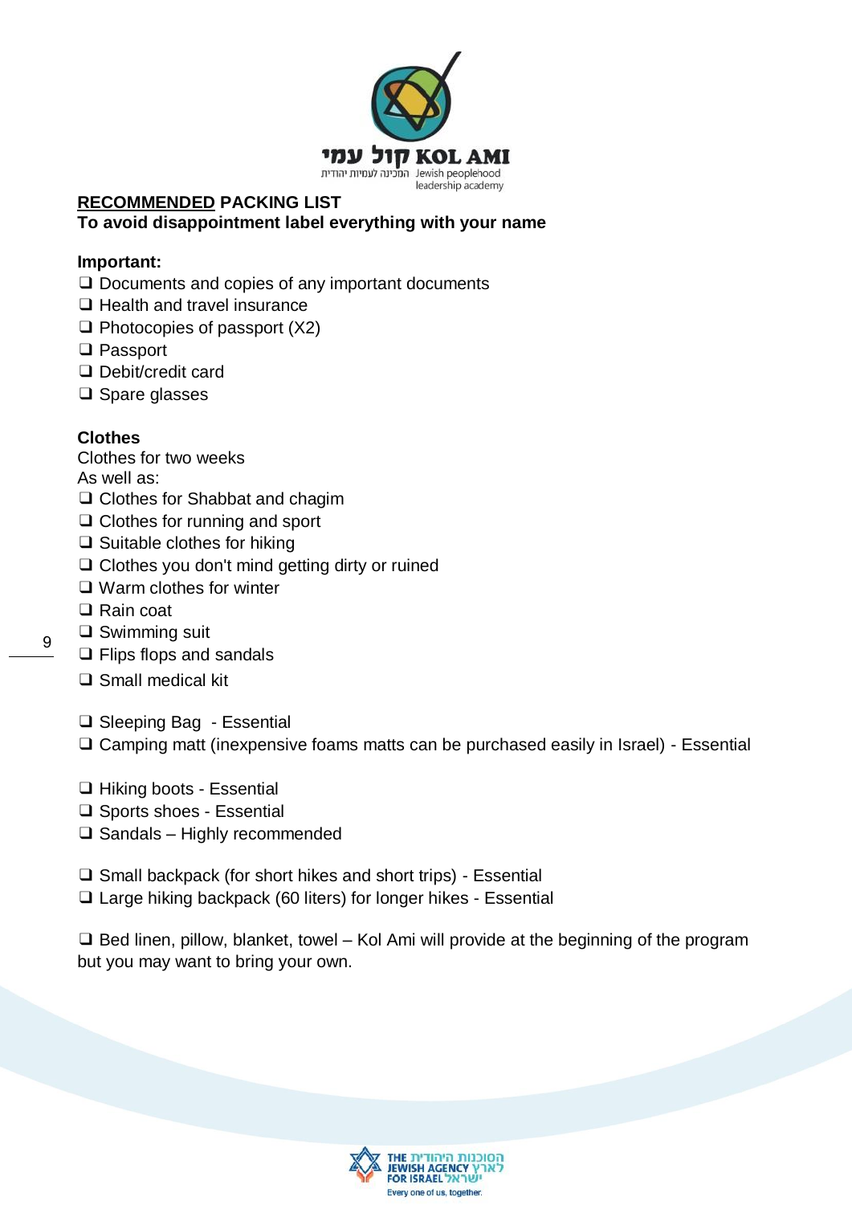**<u>RECOMMENDED</u> PACKING LIST**
**To avoid disappointment label everything with your name**

**Important:**

- ❑ Documents and copies of any important documents
- ❑ Health and travel insurance
- ❑ Photocopies of passport (X2)
- ❑ Passport
- ❑ Debit/credit card
- ❑ Spare glasses

**Clothes**

Clothes for two weeks
As well as:

- ❑ Clothes for Shabbat and chagim
- ❑ Clothes for running and sport
- ❑ Suitable clothes for hiking
- ❑ Clothes you don't mind getting dirty or ruined
- ❑ Warm clothes for winter
- ❑ Rain coat
- ❑ Swimming suit
- ❑ Flips flops and sandals
- ❑ Small medical kit

- ❑ Sleeping Bag - Essential
- ❑ Camping matt (inexpensive foams matts can be purchased easily in Israel) - Essential

- ❑ Hiking boots - Essential
- ❑ Sports shoes - Essential
- ❑ Sandals – Highly recommended

- ❑ Small backpack (for short hikes and short trips) - Essential
- ❑ Large hiking backpack (60 liters) for longer hikes - Essential

❑ Bed linen, pillow, blanket, towel – Kol Ami will provide at the beginning of the program but you may want to bring your own.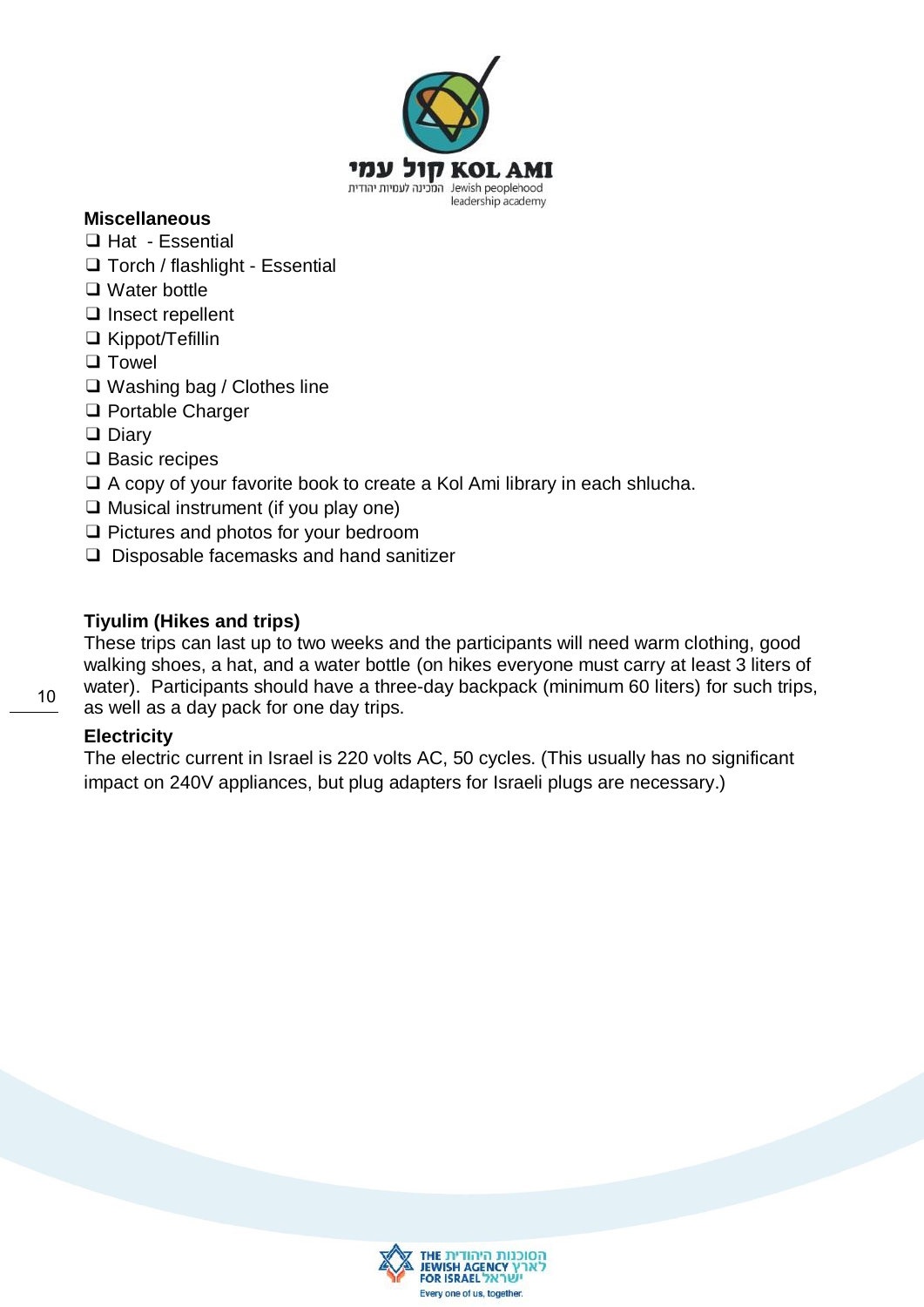## Miscellaneous

- ❑ Hat - Essential
- ❑ Torch / flashlight - Essential
- ❑ Water bottle
- ❑ Insect repellent
- ❑ Kippot/Tefillin
- ❑ Towel
- ❑ Washing bag / Clothes line
- ❑ Portable Charger
- ❑ Diary
- ❑ Basic recipes
- ❑ A copy of your favorite book to create a Kol Ami library in each shlucha.
- ❑ Musical instrument (if you play one)
- ❑ Pictures and photos for your bedroom
- ❑ Disposable facemasks and hand sanitizer

## Tiyulim (Hikes and trips)

These trips can last up to two weeks and the participants will need warm clothing, good walking shoes, a hat, and a water bottle (on hikes everyone must carry at least 3 liters of water). Participants should have a three-day backpack (minimum 60 liters) for such trips, as well as a day pack for one day trips.

## Electricity

The electric current in Israel is 220 volts AC, 50 cycles. (This usually has no significant impact on 240V appliances, but plug adapters for Israeli plugs are necessary.)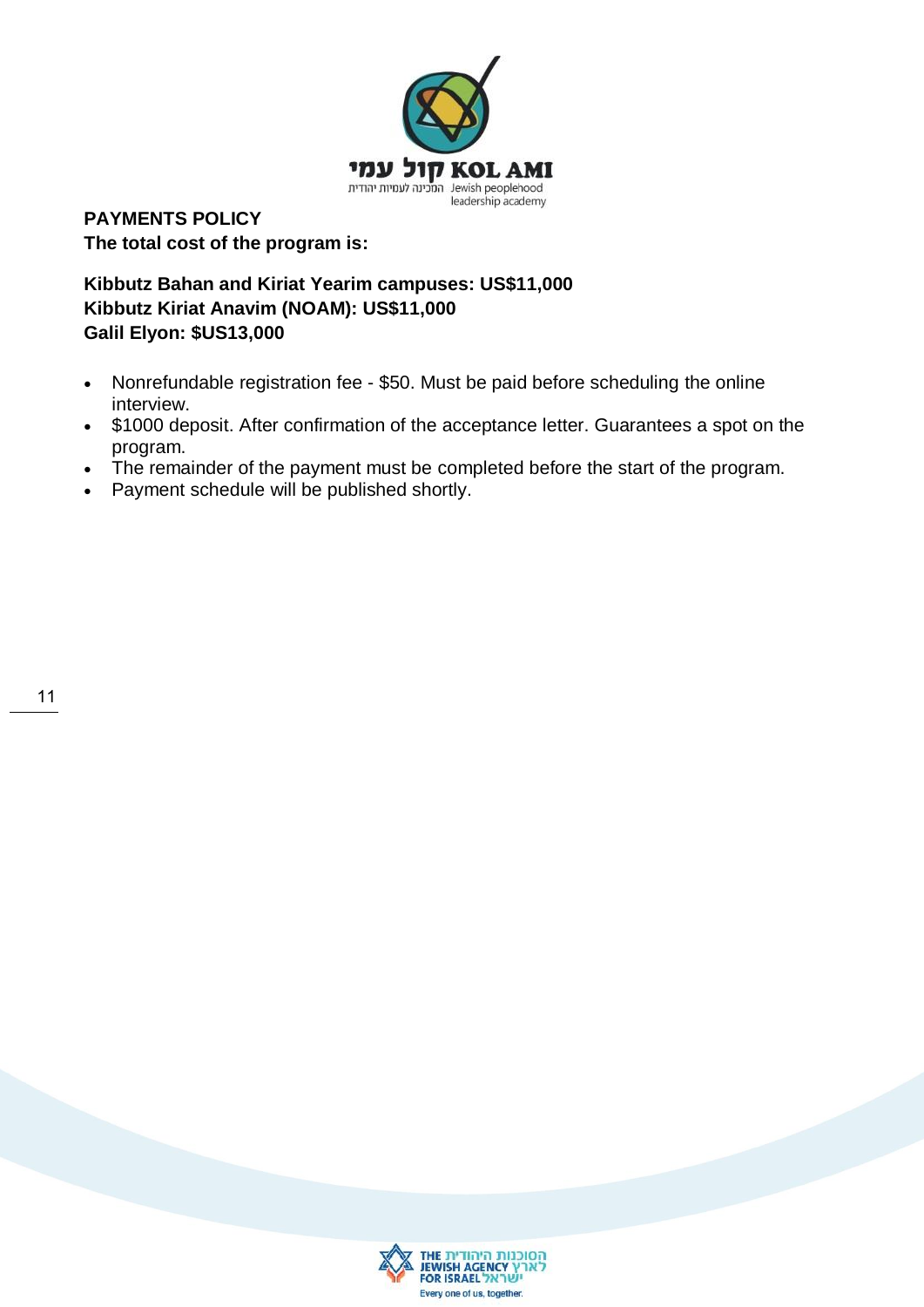**PAYMENTS POLICY**

**The total cost of the program is:**

**Kibbutz Bahan and Kiriat Yearim campuses: US$11,000**
**Kibbutz Kiriat Anavim (NOAM): US$11,000**
**Galil Elyon: $US13,000**

- Nonrefundable registration fee - $50. Must be paid before scheduling the online interview.
- $1000 deposit. After confirmation of the acceptance letter. Guarantees a spot on the program.
- The remainder of the payment must be completed before the start of the program.
- Payment schedule will be published shortly.